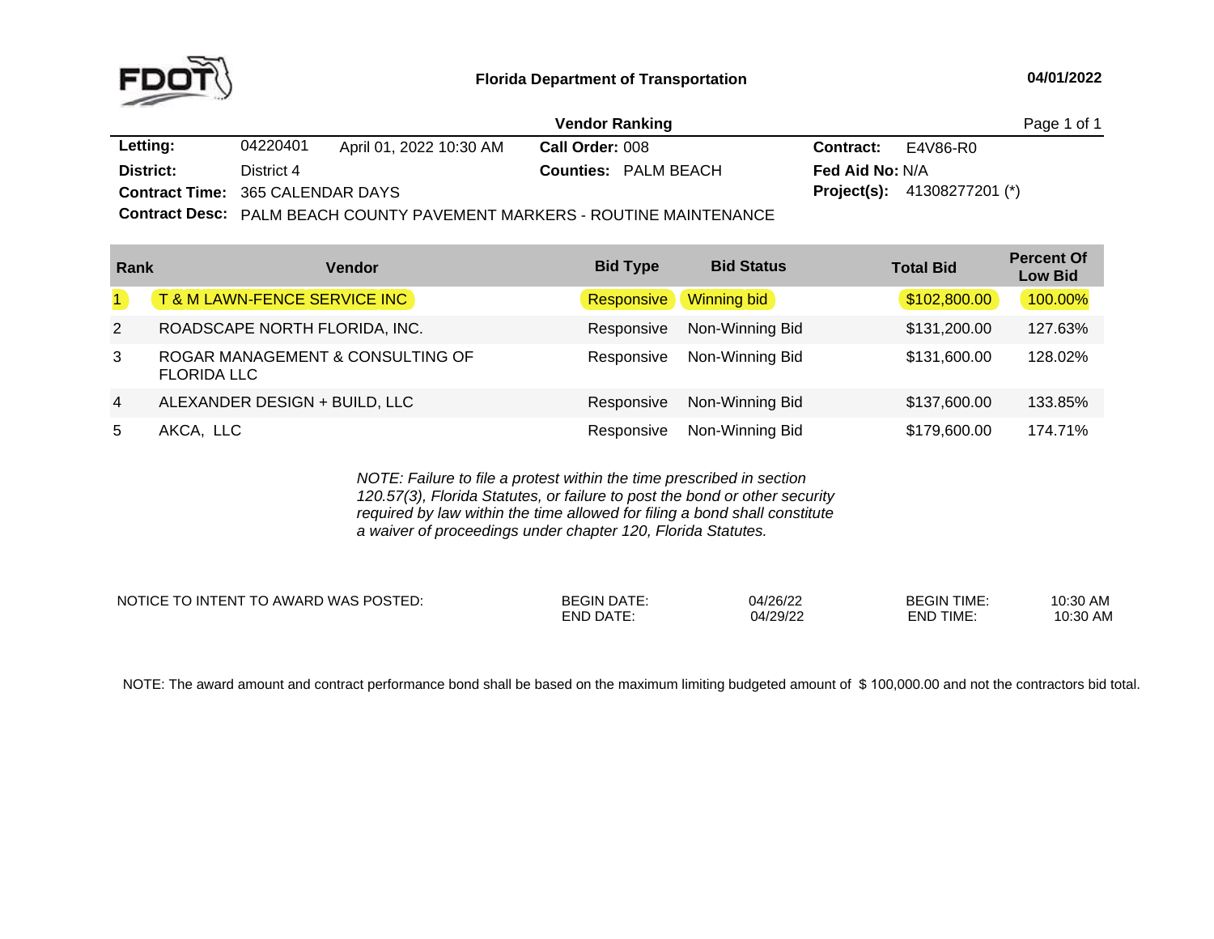**Florida Department of Transportation** 04/01/2022

## Vendor Ranking

| | | | | |
|---|---|---|---|---|
| **Letting:** | 04220401 April 01, 2022 10:30 AM | **Call Order:** 008 | **Contract:** | E4V86-R0 |
| **District:** | District 4 | **Counties:** PALM BEACH | **Fed Aid No:** | N/A |
| **Contract Time:** | 365 CALENDAR DAYS | | **Project(s):** | 41308277201 (*) |
| **Contract Desc:** | PALM BEACH COUNTY PAVEMENT MARKERS - ROUTINE MAINTENANCE | | | |

| Rank | Vendor | Bid Type | Bid Status | Total Bid | Percent Of Low Bid |
|---|---|---|---|---|---|
| 1 | T & M LAWN-FENCE SERVICE INC | Responsive | Winning bid | $102,800.00 | 100.00% |
| 2 | ROADSCAPE NORTH FLORIDA, INC. | Responsive | Non-Winning Bid | $131,200.00 | 127.63% |
| 3 | ROGAR MANAGEMENT & CONSULTING OF FLORIDA LLC | Responsive | Non-Winning Bid | $131,600.00 | 128.02% |
| 4 | ALEXANDER DESIGN + BUILD, LLC | Responsive | Non-Winning Bid | $137,600.00 | 133.85% |
| 5 | AKCA, LLC | Responsive | Non-Winning Bid | $179,600.00 | 174.71% |

*NOTE: Failure to file a protest within the time prescribed in section 120.57(3), Florida Statutes, or failure to post the bond or other security required by law within the time allowed for filing a bond shall constitute a waiver of proceedings under chapter 120, Florida Statutes.*

| NOTICE TO INTENT TO AWARD WAS POSTED: | | | | |
|---|---|---|---|---|
| | BEGIN DATE: | 04/26/22 | BEGIN TIME: | 10:30 AM |
| | END DATE: | 04/29/22 | END TIME: | 10:30 AM |

NOTE: The award amount and contract performance bond shall be based on the maximum limiting budgeted amount of $ 100,000.00 and not the contractors bid total.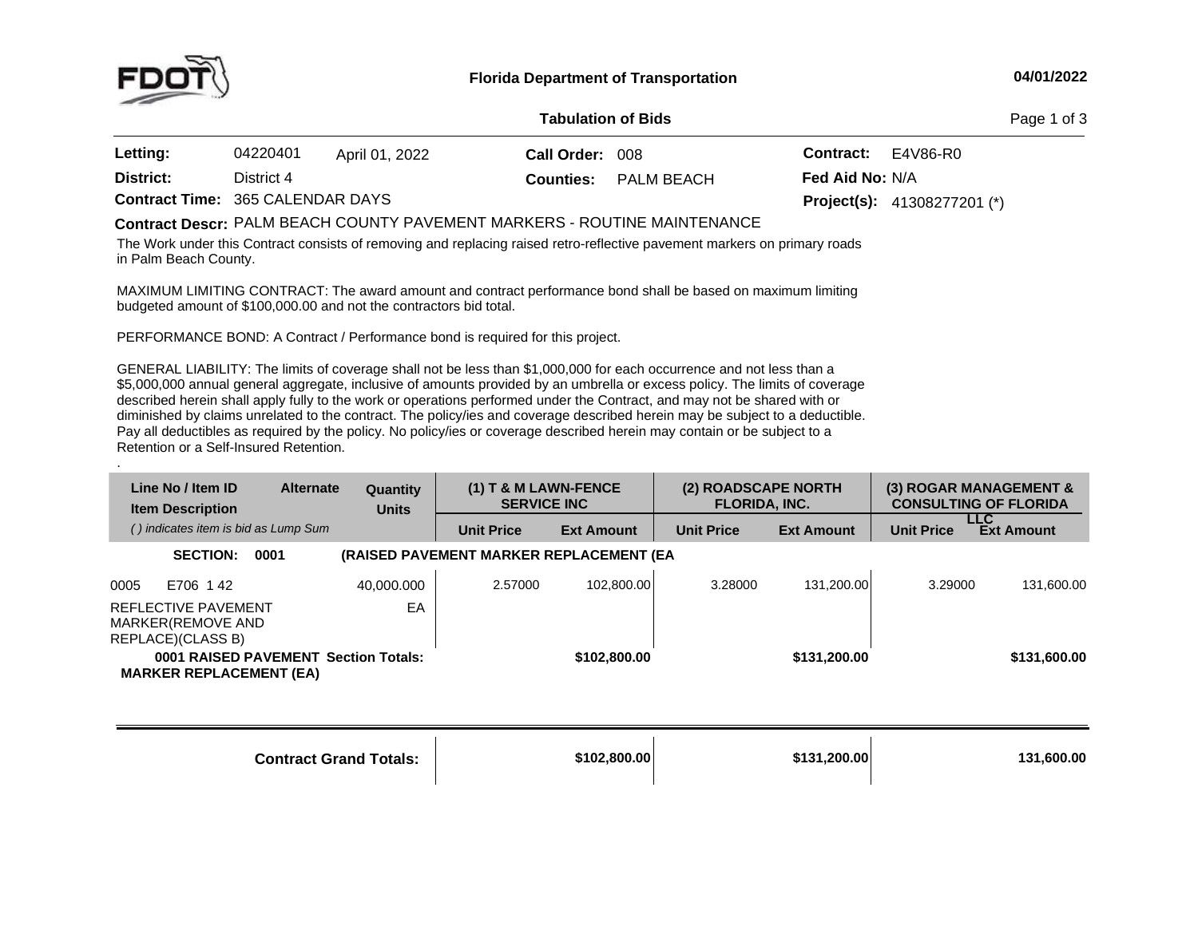Florida Department of Transportation

04/01/2022

**Tabulation of Bids**

| | | | | | |
|---|---|---|---|---|---|
| **Letting:** | 04220401 April 01, 2022 | **Call Order:** | 008 | **Contract:** | E4V86-R0 |
| **District:** | District 4 | **Counties:** | PALM BEACH | **Fed Aid No:** | N/A |
| **Contract Time:** | 365 CALENDAR DAYS | | | **Project(s):** | 41308277201 (*) |

**Contract Descr:** PALM BEACH COUNTY PAVEMENT MARKERS - ROUTINE MAINTENANCE

The Work under this Contract consists of removing and replacing raised retro-reflective pavement markers on primary roads in Palm Beach County.

MAXIMUM LIMITING CONTRACT: The award amount and contract performance bond shall be based on maximum limiting budgeted amount of $100,000.00 and not the contractors bid total.

PERFORMANCE BOND: A Contract / Performance bond is required for this project.

GENERAL LIABILITY: The limits of coverage shall not be less than $1,000,000 for each occurrence and not less than a $5,000,000 annual general aggregate, inclusive of amounts provided by an umbrella or excess policy. The limits of coverage described herein shall apply fully to the work or operations performed under the Contract, and may not be shared with or diminished by claims unrelated to the contract. The policy/ies and coverage described herein may be subject to a deductible. Pay all deductibles as required by the policy. No policy/ies or coverage described herein may contain or be subject to a Retention or a Self-Insured Retention.

| Line No / Item ID / Item Description | Alternate | Quantity / Units | (1) T & M LAWN-FENCE SERVICE INC | | (2) ROADSCAPE NORTH FLORIDA, INC. | | (3) ROGAR MANAGEMENT & CONSULTING OF FLORIDA LLC | |
|---|---|---|---|---|---|---|---|---|
| *( ) indicates item is bid as Lump Sum* | | | Unit Price | Ext Amount | Unit Price | Ext Amount | Unit Price | Ext Amount |
| **SECTION: 0001** | | **(RAISED PAVEMENT MARKER REPLACEMENT (EA** | | | | | | |
| 0005 E706 1 42 REFLECTIVE PAVEMENT MARKER(REMOVE AND REPLACE)(CLASS B) | | 40,000.000 EA | 2.57000 | 102,800.00 | 3.28000 | 131,200.00 | 3.29000 | 131,600.00 |
| **0001 RAISED PAVEMENT MARKER REPLACEMENT (EA) Section Totals:** | | | | **$102,800.00** | | **$131,200.00** | | **$131,600.00** |
| **Contract Grand Totals:** | | | | **$102,800.00** | | **$131,200.00** | | **131,600.00** |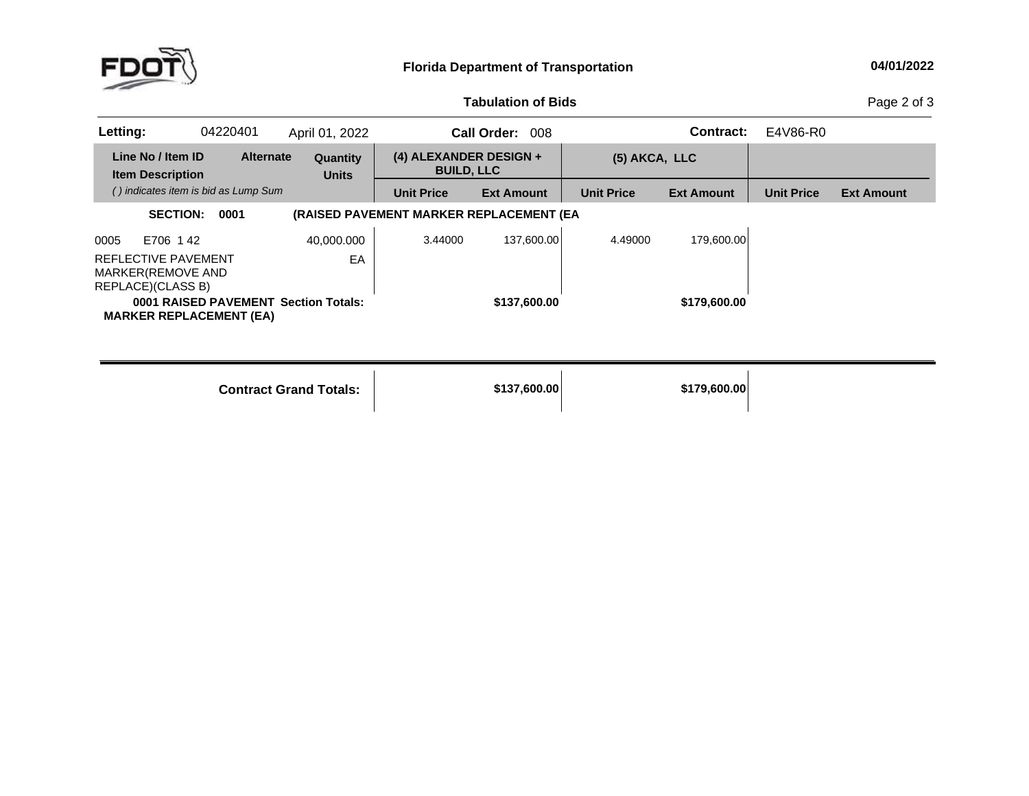**Florida Department of Transportation**

**04/01/2022**

**Tabulation of Bids**

| **Letting:** | 04220401 | April 01, 2022 | **Call Order:** 008 | **Contract:** | E4V86-R0 |
|---|---|---|---|---|---|

| Line No / Item ID | Alternate | Quantity | (4) ALEXANDER DESIGN + BUILD, LLC | | (5) AKCA, LLC | | | |
|---|---|---|---|---|---|---|---|---|
| Item Description | | Units | | | | | | |
| *( ) indicates item is bid as Lump Sum* | | | Unit Price | Ext Amount | Unit Price | Ext Amount | Unit Price | Ext Amount |
| **SECTION: 0001** | | **(RAISED PAVEMENT MARKER REPLACEMENT (EA** | | | | | | |
| 0005 E706 1 42 | | 40,000.000 | 3.44000 | 137,600.00 | 4.49000 | 179,600.00 | | |
| REFLECTIVE PAVEMENT MARKER(REMOVE AND REPLACE)(CLASS B) | | EA | | | | | | |
| **0001 RAISED PAVEMENT MARKER REPLACEMENT (EA)** | | **Section Totals:** | | **$137,600.00** | | **$179,600.00** | | |
| | | **Contract Grand Totals:** | | **$137,600.00** | | **$179,600.00** | | |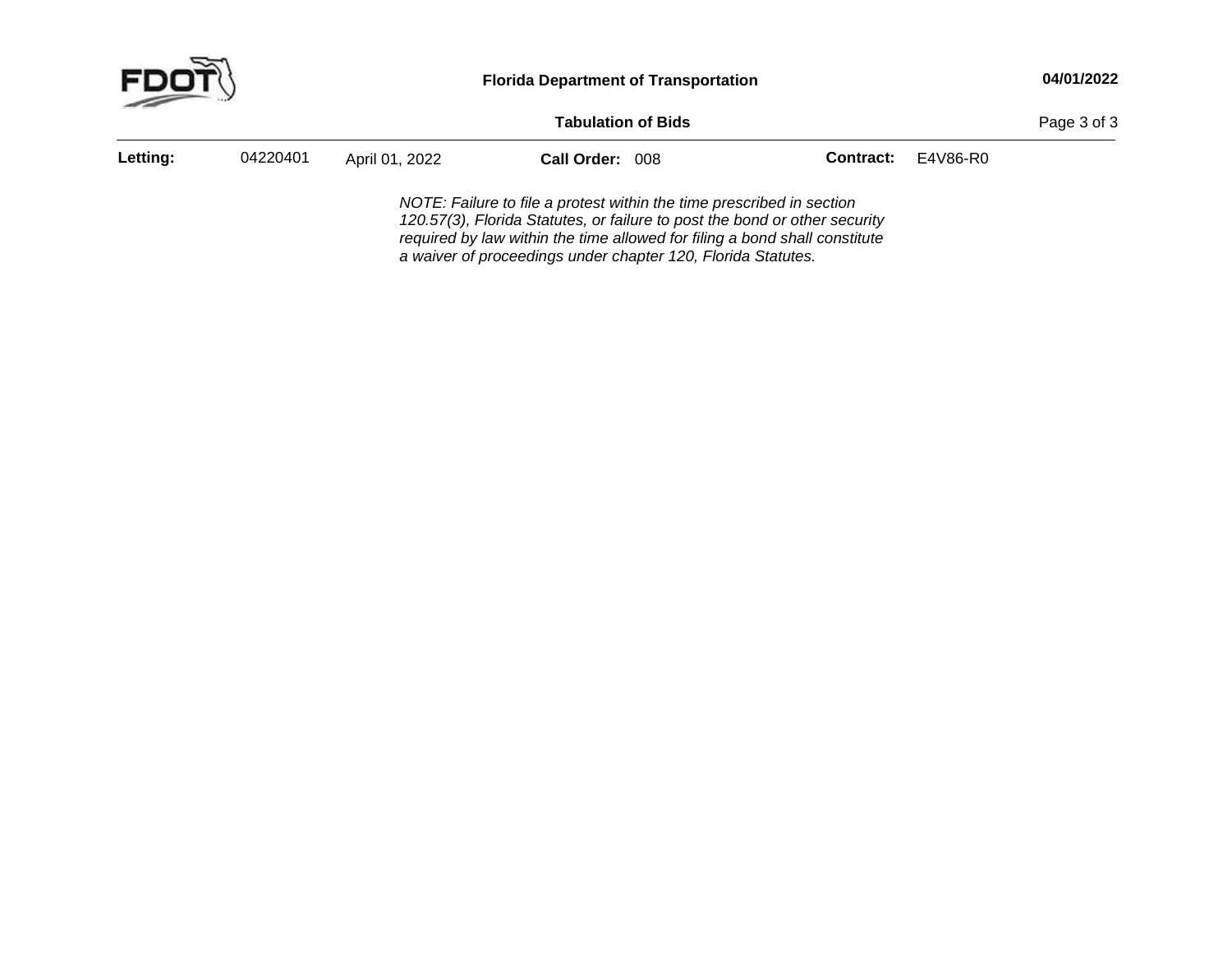**Letting:** 04220401 April 01, 2022 **Call Order:** 008 **Contract:** E4V86-R0

*NOTE: Failure to file a protest within the time prescribed in section 120.57(3), Florida Statutes, or failure to post the bond or other security required by law within the time allowed for filing a bond shall constitute a waiver of proceedings under chapter 120, Florida Statutes.*